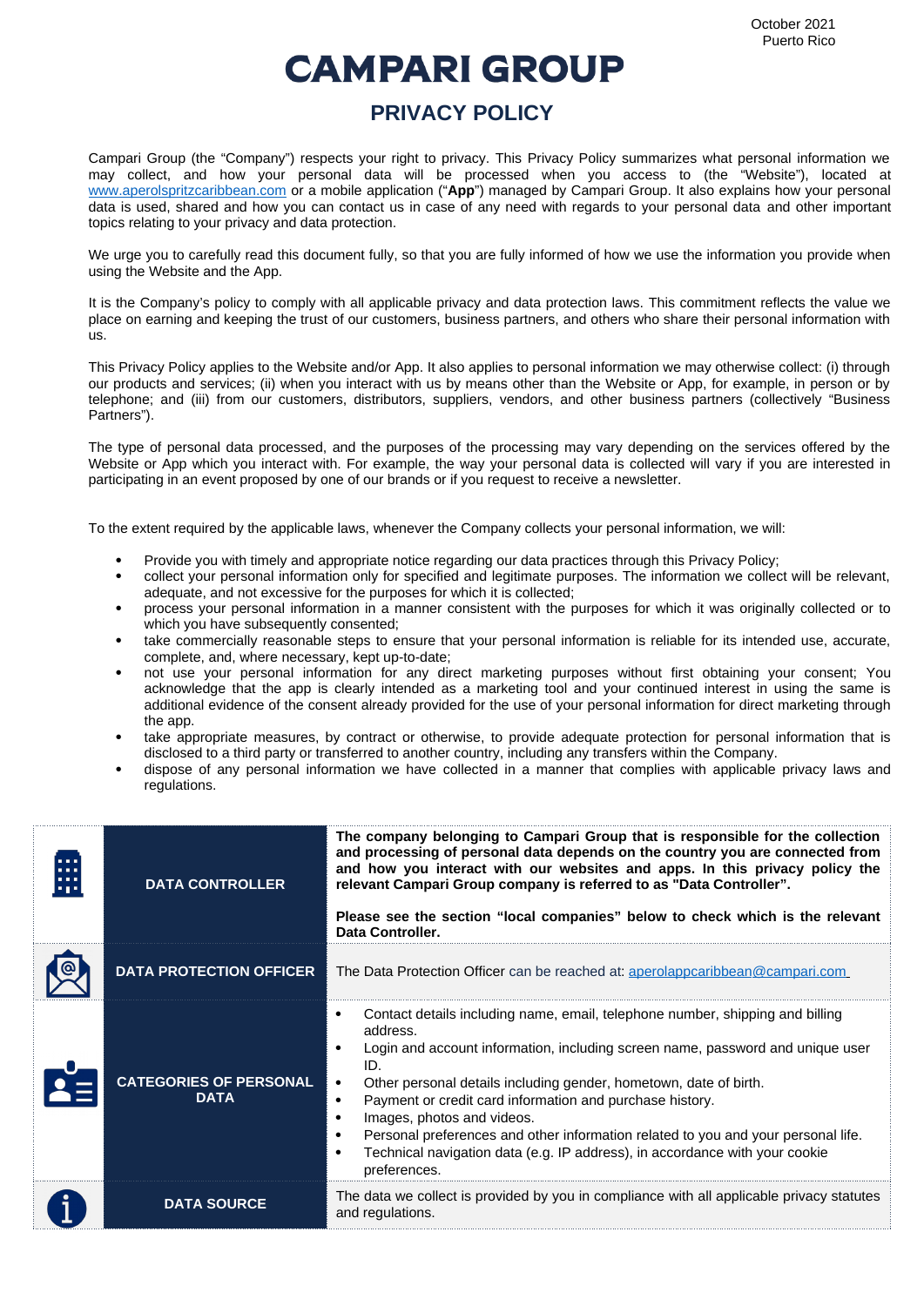October 2021
Puerto Rico

# CAMPARI GROUP

## PRIVACY POLICY

Campari Group (the "Company") respects your right to privacy. This Privacy Policy summarizes what personal information we may collect, and how your personal data will be processed when you access to (the "Website"), located at www.aperolspritzcaribbean.com or a mobile application ("**App**") managed by Campari Group. It also explains how your personal data is used, shared and how you can contact us in case of any need with regards to your personal data and other important topics relating to your privacy and data protection.

We urge you to carefully read this document fully, so that you are fully informed of how we use the information you provide when using the Website and the App.

It is the Company's policy to comply with all applicable privacy and data protection laws. This commitment reflects the value we place on earning and keeping the trust of our customers, business partners, and others who share their personal information with us.

This Privacy Policy applies to the Website and/or App. It also applies to personal information we may otherwise collect: (i) through our products and services; (ii) when you interact with us by means other than the Website or App, for example, in person or by telephone; and (iii) from our customers, distributors, suppliers, vendors, and other business partners (collectively "Business Partners").

The type of personal data processed, and the purposes of the processing may vary depending on the services offered by the Website or App which you interact with. For example, the way your personal data is collected will vary if you are interested in participating in an event proposed by one of our brands or if you request to receive a newsletter.

To the extent required by the applicable laws, whenever the Company collects your personal information, we will:

- Provide you with timely and appropriate notice regarding our data practices through this Privacy Policy;
- collect your personal information only for specified and legitimate purposes. The information we collect will be relevant, adequate, and not excessive for the purposes for which it is collected;
- process your personal information in a manner consistent with the purposes for which it was originally collected or to which you have subsequently consented;
- take commercially reasonable steps to ensure that your personal information is reliable for its intended use, accurate, complete, and, where necessary, kept up-to-date;
- not use your personal information for any direct marketing purposes without first obtaining your consent; You acknowledge that the app is clearly intended as a marketing tool and your continued interest in using the same is additional evidence of the consent already provided for the use of your personal information for direct marketing through the app.
- take appropriate measures, by contract or otherwise, to provide adequate protection for personal information that is disclosed to a third party or transferred to another country, including any transfers within the Company.
- dispose of any personal information we have collected in a manner that complies with applicable privacy laws and regulations.

| | | |
|---|---|---|
| DATA CONTROLLER | **The company belonging to Campari Group that is responsible for the collection and processing of personal data depends on the country you are connected from and how you interact with our websites and apps. In this privacy policy the relevant Campari Group company is referred to as "Data Controller".**<br><br>**Please see the section "local companies" below to check which is the relevant Data Controller.** |
| DATA PROTECTION OFFICER | The Data Protection Officer can be reached at: aperolappcaribbean@campari.com |
| CATEGORIES OF PERSONAL DATA | • Contact details including name, email, telephone number, shipping and billing address.<br>• Login and account information, including screen name, password and unique user ID.<br>• Other personal details including gender, hometown, date of birth.<br>• Payment or credit card information and purchase history.<br>• Images, photos and videos.<br>• Personal preferences and other information related to you and your personal life.<br>• Technical navigation data (e.g. IP address), in accordance with your cookie preferences. |
| DATA SOURCE | The data we collect is provided by you in compliance with all applicable privacy statutes and regulations. |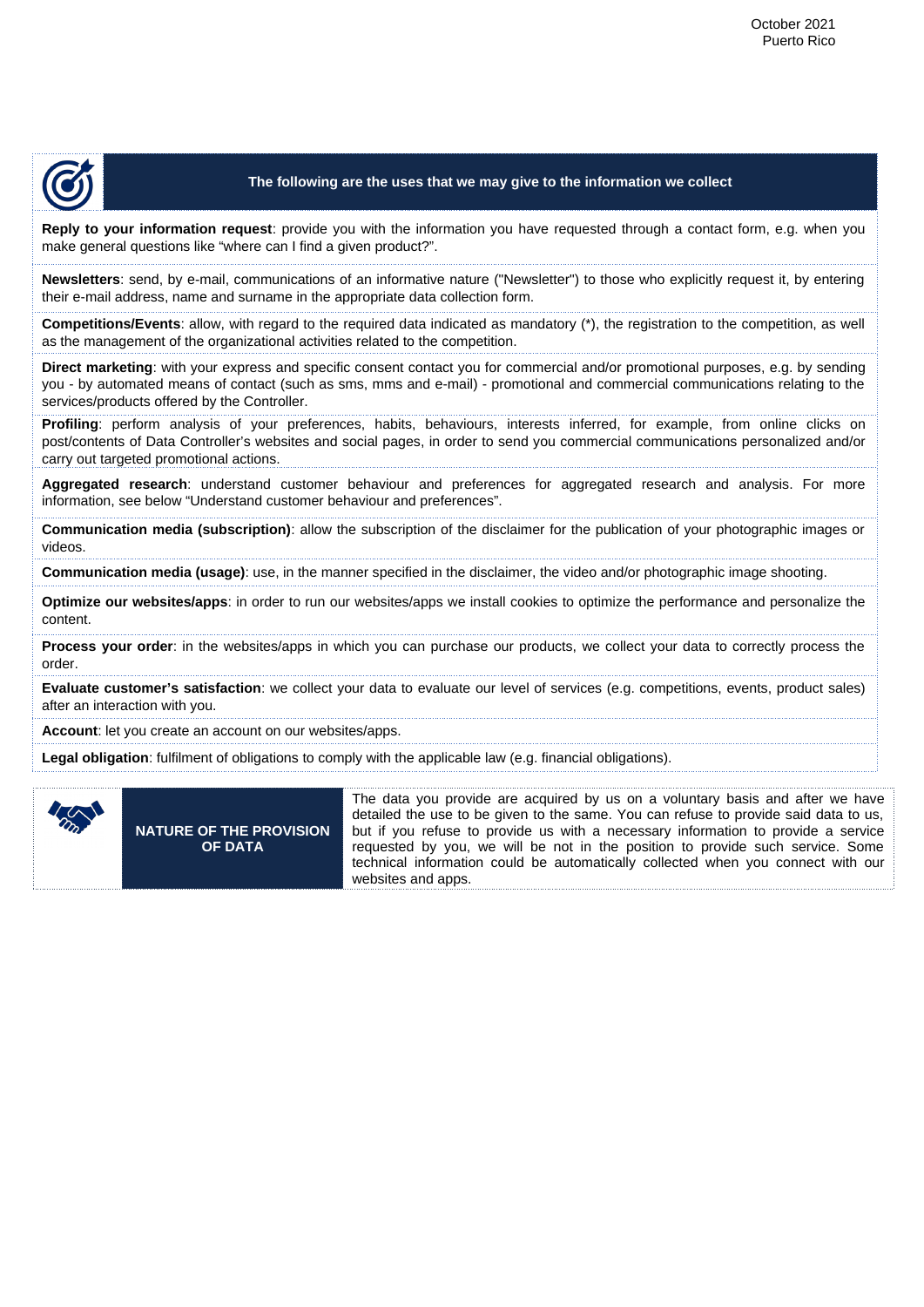## The following are the uses that we may give to the information we collect

**Reply to your information request**: provide you with the information you have requested through a contact form, e.g. when you make general questions like "where can I find a given product?".

**Newsletters**: send, by e-mail, communications of an informative nature ("Newsletter") to those who explicitly request it, by entering their e-mail address, name and surname in the appropriate data collection form.

**Competitions/Events**: allow, with regard to the required data indicated as mandatory (*), the registration to the competition, as well as the management of the organizational activities related to the competition.

**Direct marketing**: with your express and specific consent contact you for commercial and/or promotional purposes, e.g. by sending you - by automated means of contact (such as sms, mms and e-mail) - promotional and commercial communications relating to the services/products offered by the Controller.

**Profiling**: perform analysis of your preferences, habits, behaviours, interests inferred, for example, from online clicks on post/contents of Data Controller's websites and social pages, in order to send you commercial communications personalized and/or carry out targeted promotional actions.

**Aggregated research**: understand customer behaviour and preferences for aggregated research and analysis. For more information, see below "Understand customer behaviour and preferences".

**Communication media (subscription)**: allow the subscription of the disclaimer for the publication of your photographic images or videos.

**Communication media (usage)**: use, in the manner specified in the disclaimer, the video and/or photographic image shooting.

**Optimize our websites/apps**: in order to run our websites/apps we install cookies to optimize the performance and personalize the content.

**Process your order**: in the websites/apps in which you can purchase our products, we collect your data to correctly process the order.

**Evaluate customer's satisfaction**: we collect your data to evaluate our level of services (e.g. competitions, events, product sales) after an interaction with you.

**Account**: let you create an account on our websites/apps.

**Legal obligation**: fulfilment of obligations to comply with the applicable law (e.g. financial obligations).

## NATURE OF THE PROVISION OF DATA

The data you provide are acquired by us on a voluntary basis and after we have detailed the use to be given to the same. You can refuse to provide said data to us, but if you refuse to provide us with a necessary information to provide a service requested by you, we will be not in the position to provide such service. Some technical information could be automatically collected when you connect with our websites and apps.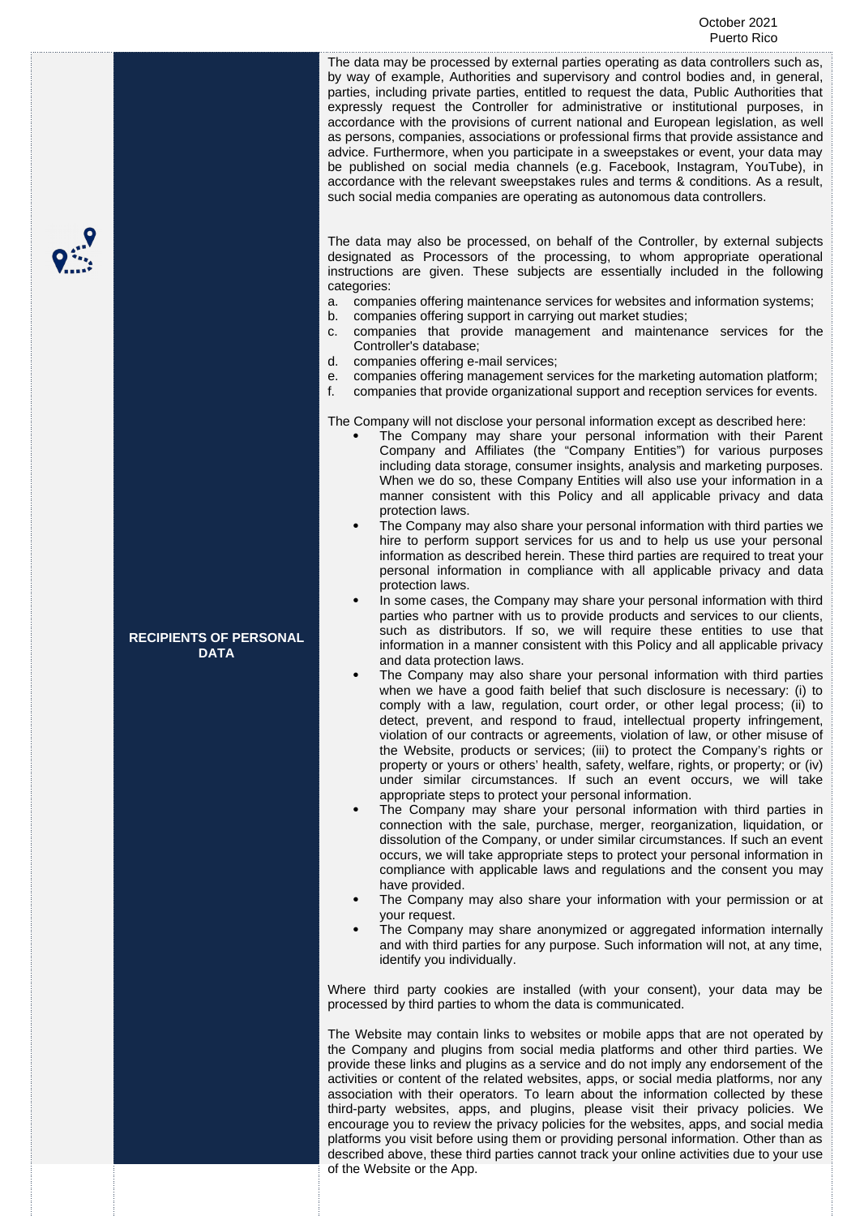## RECIPIENTS OF PERSONAL DATA

The data may be processed by external parties operating as data controllers such as, by way of example, Authorities and supervisory and control bodies and, in general, parties, including private parties, entitled to request the data, Public Authorities that expressly request the Controller for administrative or institutional purposes, in accordance with the provisions of current national and European legislation, as well as persons, companies, associations or professional firms that provide assistance and advice. Furthermore, when you participate in a sweepstakes or event, your data may be published on social media channels (e.g. Facebook, Instagram, YouTube), in accordance with the relevant sweepstakes rules and terms & conditions. As a result, such social media companies are operating as autonomous data controllers.

The data may also be processed, on behalf of the Controller, by external subjects designated as Processors of the processing, to whom appropriate operational instructions are given. These subjects are essentially included in the following categories:

a. companies offering maintenance services for websites and information systems;
b. companies offering support in carrying out market studies;
c. companies that provide management and maintenance services for the Controller's database;
d. companies offering e-mail services;
e. companies offering management services for the marketing automation platform;
f. companies that provide organizational support and reception services for events.

The Company will not disclose your personal information except as described here:

- The Company may share your personal information with their Parent Company and Affiliates (the "Company Entities") for various purposes including data storage, consumer insights, analysis and marketing purposes. When we do so, these Company Entities will also use your information in a manner consistent with this Policy and all applicable privacy and data protection laws.
- The Company may also share your personal information with third parties we hire to perform support services for us and to help us use your personal information as described herein. These third parties are required to treat your personal information in compliance with all applicable privacy and data protection laws.
- In some cases, the Company may share your personal information with third parties who partner with us to provide products and services to our clients, such as distributors. If so, we will require these entities to use that information in a manner consistent with this Policy and all applicable privacy and data protection laws.
- The Company may also share your personal information with third parties when we have a good faith belief that such disclosure is necessary: (i) to comply with a law, regulation, court order, or other legal process; (ii) to detect, prevent, and respond to fraud, intellectual property infringement, violation of our contracts or agreements, violation of law, or other misuse of the Website, products or services; (iii) to protect the Company's rights or property or yours or others' health, safety, welfare, rights, or property; or (iv) under similar circumstances. If such an event occurs, we will take appropriate steps to protect your personal information.
- The Company may share your personal information with third parties in connection with the sale, purchase, merger, reorganization, liquidation, or dissolution of the Company, or under similar circumstances. If such an event occurs, we will take appropriate steps to protect your personal information in compliance with applicable laws and regulations and the consent you may have provided.
- The Company may also share your information with your permission or at your request.
- The Company may share anonymized or aggregated information internally and with third parties for any purpose. Such information will not, at any time, identify you individually.

Where third party cookies are installed (with your consent), your data may be processed by third parties to whom the data is communicated.

The Website may contain links to websites or mobile apps that are not operated by the Company and plugins from social media platforms and other third parties. We provide these links and plugins as a service and do not imply any endorsement of the activities or content of the related websites, apps, or social media platforms, nor any association with their operators. To learn about the information collected by these third-party websites, apps, and plugins, please visit their privacy policies. We encourage you to review the privacy policies for the websites, apps, and social media platforms you visit before using them or providing personal information. Other than as described above, these third parties cannot track your online activities due to your use of the Website or the App.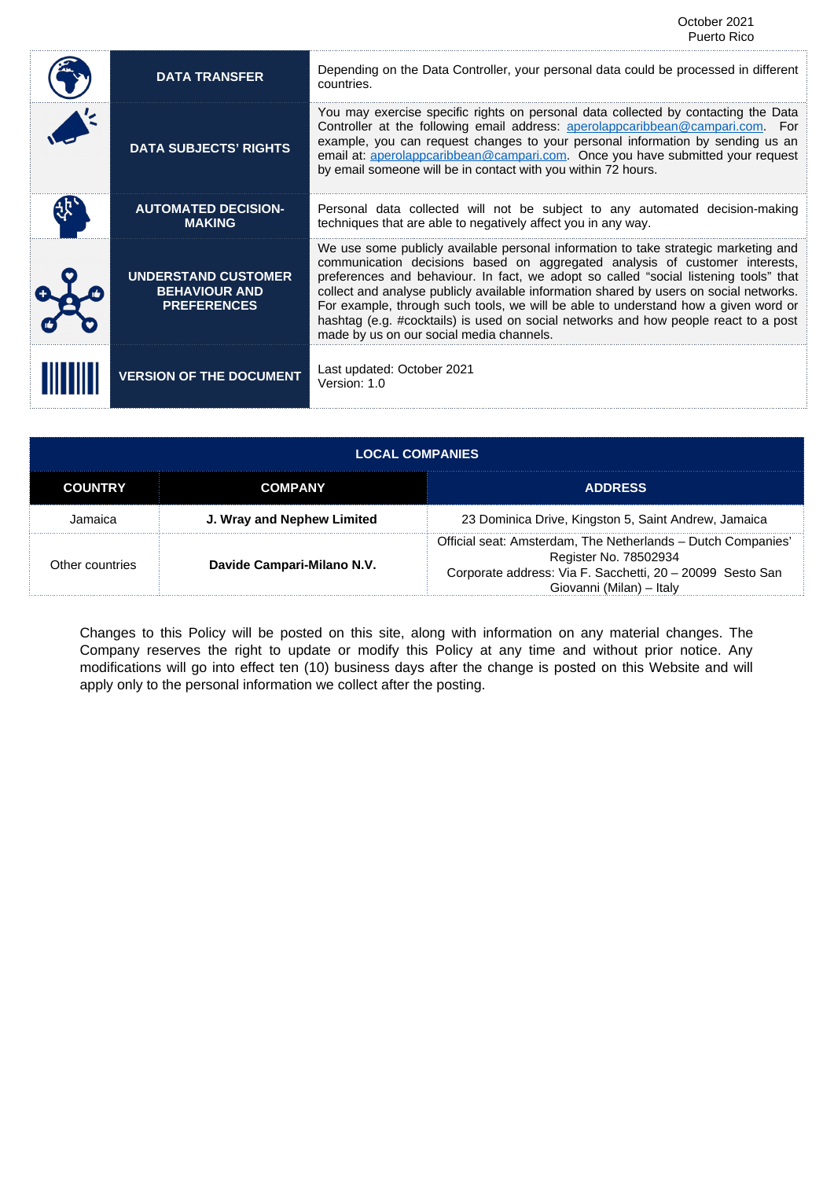| | | |
|---|---|---|
| | **DATA TRANSFER** | Depending on the Data Controller, your personal data could be processed in different countries. |
| | **DATA SUBJECTS' RIGHTS** | You may exercise specific rights on personal data collected by contacting the Data Controller at the following email address: aperolappcaribbean@campari.com. For example, you can request changes to your personal information by sending us an email at: aperolappcaribbean@campari.com. Once you have submitted your request by email someone will be in contact with you within 72 hours. |
| | **AUTOMATED DECISION-MAKING** | Personal data collected will not be subject to any automated decision-making techniques that are able to negatively affect you in any way. |
| | **UNDERSTAND CUSTOMER BEHAVIOUR AND PREFERENCES** | We use some publicly available personal information to take strategic marketing and communication decisions based on aggregated analysis of customer interests, preferences and behaviour. In fact, we adopt so called "social listening tools" that collect and analyse publicly available information shared by users on social networks. For example, through such tools, we will be able to understand how a given word or hashtag (e.g. #cocktails) is used on social networks and how people react to a post made by us on our social media channels. |
| | **VERSION OF THE DOCUMENT** | Last updated: October 2021<br>Version: 1.0 |

| LOCAL COMPANIES | | |
|---|---|---|
| **COUNTRY** | **COMPANY** | **ADDRESS** |
| Jamaica | **J. Wray and Nephew Limited** | 23 Dominica Drive, Kingston 5, Saint Andrew, Jamaica |
| Other countries | **Davide Campari-Milano N.V.** | Official seat: Amsterdam, The Netherlands – Dutch Companies' Register No. 78502934<br>Corporate address: Via F. Sacchetti, 20 – 20099 Sesto San Giovanni (Milan) – Italy |

Changes to this Policy will be posted on this site, along with information on any material changes. The Company reserves the right to update or modify this Policy at any time and without prior notice. Any modifications will go into effect ten (10) business days after the change is posted on this Website and will apply only to the personal information we collect after the posting.